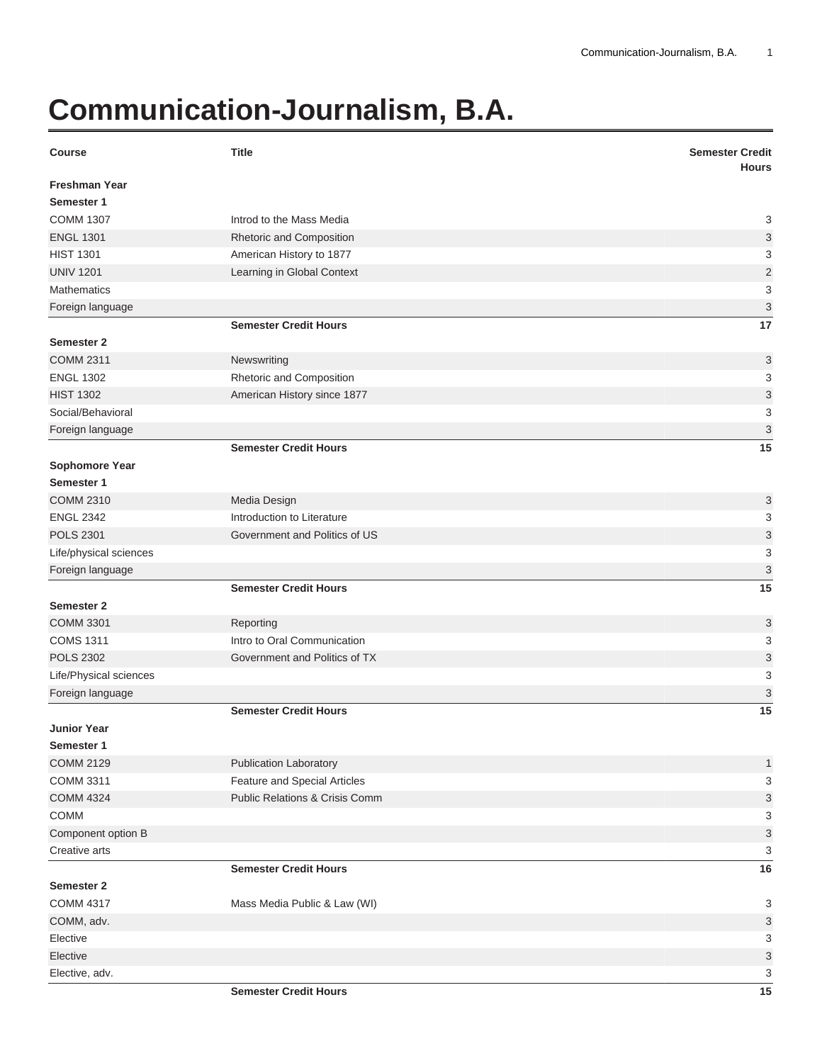# Communication-Journalism, B.A.

| Course | Title | Semester Credit Hours |
|---|---|---|
| **Freshman Year** | | |
| **Semester 1** | | |
| COMM 1307 | Introd to the Mass Media | 3 |
| ENGL 1301 | Rhetoric and Composition | 3 |
| HIST 1301 | American History to 1877 | 3 |
| UNIV 1201 | Learning in Global Context | 2 |
| Mathematics | | 3 |
| Foreign language | | 3 |
| | **Semester Credit Hours** | **17** |
| **Semester 2** | | |
| COMM 2311 | Newswriting | 3 |
| ENGL 1302 | Rhetoric and Composition | 3 |
| HIST 1302 | American History since 1877 | 3 |
| Social/Behavioral | | 3 |
| Foreign language | | 3 |
| | **Semester Credit Hours** | **15** |
| **Sophomore Year** | | |
| **Semester 1** | | |
| COMM 2310 | Media Design | 3 |
| ENGL 2342 | Introduction to Literature | 3 |
| POLS 2301 | Government and Politics of US | 3 |
| Life/physical sciences | | 3 |
| Foreign language | | 3 |
| | **Semester Credit Hours** | **15** |
| **Semester 2** | | |
| COMM 3301 | Reporting | 3 |
| COMS 1311 | Intro to Oral Communication | 3 |
| POLS 2302 | Government and Politics of TX | 3 |
| Life/Physical sciences | | 3 |
| Foreign language | | 3 |
| | **Semester Credit Hours** | **15** |
| **Junior Year** | | |
| **Semester 1** | | |
| COMM 2129 | Publication Laboratory | 1 |
| COMM 3311 | Feature and Special Articles | 3 |
| COMM 4324 | Public Relations & Crisis Comm | 3 |
| COMM | | 3 |
| Component option B | | 3 |
| Creative arts | | 3 |
| | **Semester Credit Hours** | **16** |
| **Semester 2** | | |
| COMM 4317 | Mass Media Public & Law (WI) | 3 |
| COMM, adv. | | 3 |
| Elective | | 3 |
| Elective | | 3 |
| Elective, adv. | | 3 |
| | **Semester Credit Hours** | **15** |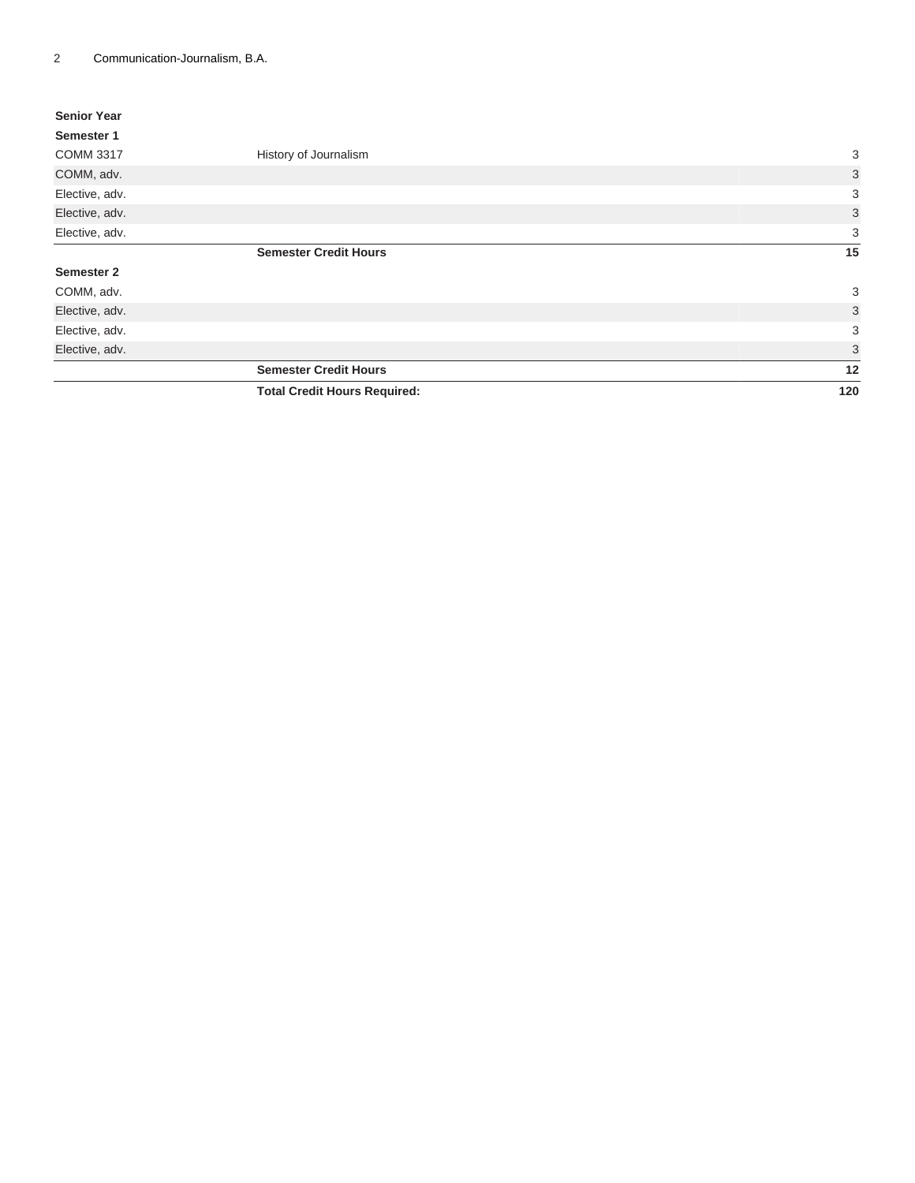| | | |
|---|---|---|
| **Senior Year** | | |
| **Semester 1** | | |
| COMM 3317 | History of Journalism | 3 |
| COMM, adv. | | 3 |
| Elective, adv. | | 3 |
| Elective, adv. | | 3 |
| Elective, adv. | | 3 |
| | **Semester Credit Hours** | **15** |
| **Semester 2** | | |
| COMM, adv. | | 3 |
| Elective, adv. | | 3 |
| Elective, adv. | | 3 |
| Elective, adv. | | 3 |
| | **Semester Credit Hours** | **12** |
| | **Total Credit Hours Required:** | **120** |